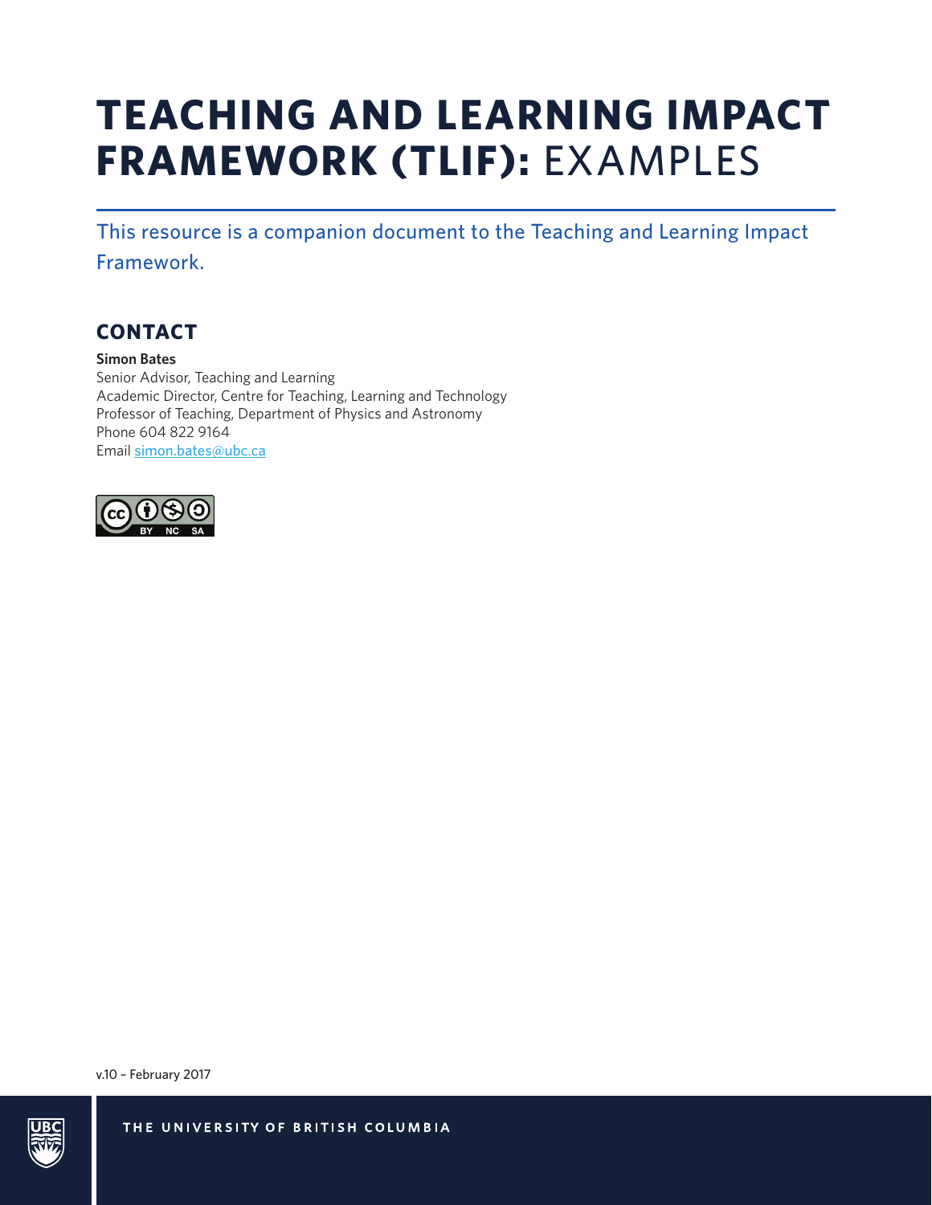# TEACHING AND LEARNING IMPACT FRAMEWORK (TLIF): EXAMPLES

This resource is a companion document to the Teaching and Learning Impact Framework.

## CONTACT

**Simon Bates**
Senior Advisor, Teaching and Learning
Academic Director, Centre for Teaching, Learning and Technology
Professor of Teaching, Department of Physics and Astronomy
Phone 604 822 9164
Email simon.bates@ubc.ca

v.10 – February 2017

THE UNIVERSITY OF BRITISH COLUMBIA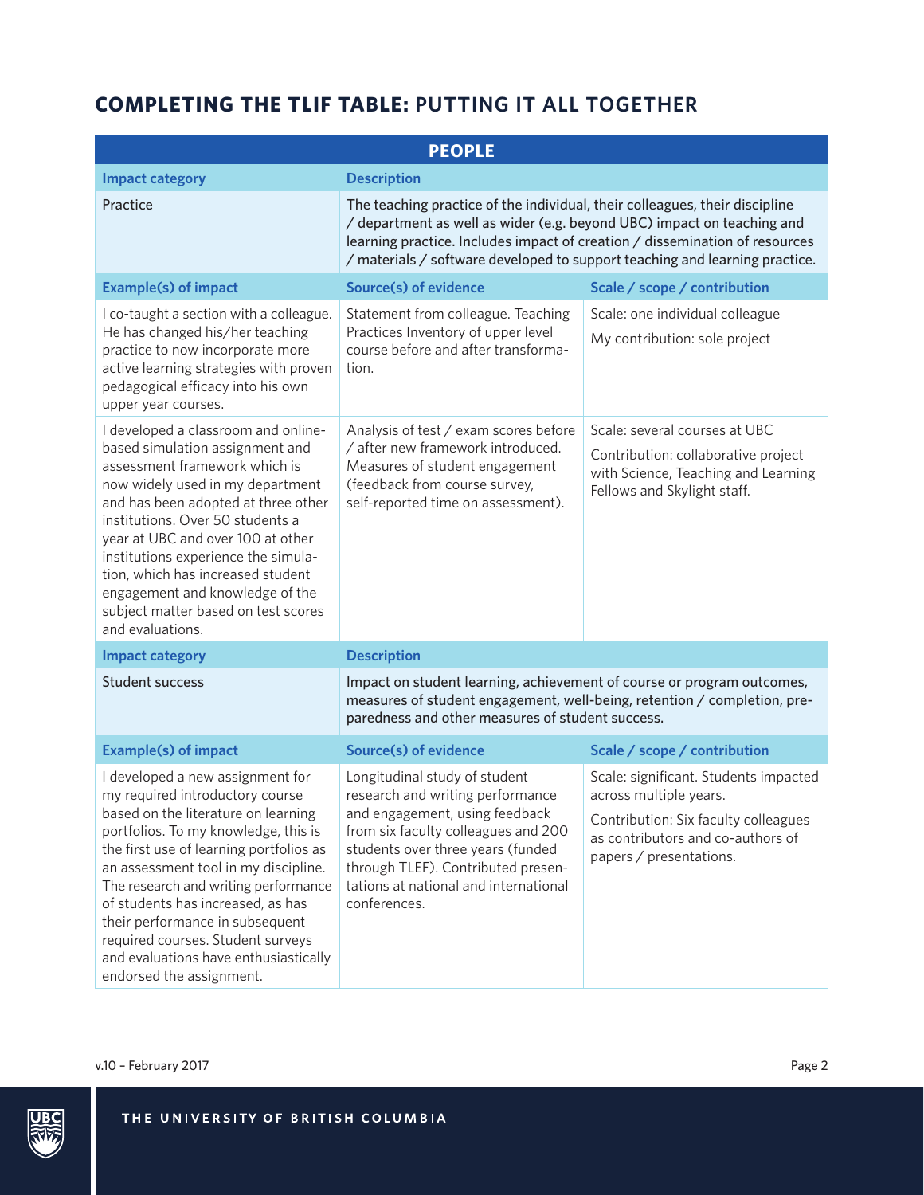## **COMPLETING THE TLIF TABLE:** PUTTING IT ALL TOGETHER

| PEOPLE | | |
|---|---|---|
| **Impact category** | **Description** | |
| Practice | The teaching practice of the individual, their colleagues, their discipline / department as well as wider (e.g. beyond UBC) impact on teaching and learning practice. Includes impact of creation / dissemination of resources / materials / software developed to support teaching and learning practice. | |
| **Example(s) of impact** | **Source(s) of evidence** | **Scale / scope / contribution** |
| I co-taught a section with a colleague. He has changed his/her teaching practice to now incorporate more active learning strategies with proven pedagogical efficacy into his own upper year courses. | Statement from colleague. Teaching Practices Inventory of upper level course before and after transformation. | Scale: one individual colleague<br>My contribution: sole project |
| I developed a classroom and online-based simulation assignment and assessment framework which is now widely used in my department and has been adopted at three other institutions. Over 50 students a year at UBC and over 100 at other institutions experience the simulation, which has increased student engagement and knowledge of the subject matter based on test scores and evaluations. | Analysis of test / exam scores before / after new framework introduced. Measures of student engagement (feedback from course survey, self-reported time on assessment). | Scale: several courses at UBC<br>Contribution: collaborative project with Science, Teaching and Learning Fellows and Skylight staff. |
| **Impact category** | **Description** | |
| Student success | Impact on student learning, achievement of course or program outcomes, measures of student engagement, well-being, retention / completion, preparedness and other measures of student success. | |
| **Example(s) of impact** | **Source(s) of evidence** | **Scale / scope / contribution** |
| I developed a new assignment for my required introductory course based on the literature on learning portfolios. To my knowledge, this is the first use of learning portfolios as an assessment tool in my discipline. The research and writing performance of students has increased, as has their performance in subsequent required courses. Student surveys and evaluations have enthusiastically endorsed the assignment. | Longitudinal study of student research and writing performance and engagement, using feedback from six faculty colleagues and 200 students over three years (funded through TLEF). Contributed presentations at national and international conferences. | Scale: significant. Students impacted across multiple years.<br>Contribution: Six faculty colleagues as contributors and co-authors of papers / presentations. |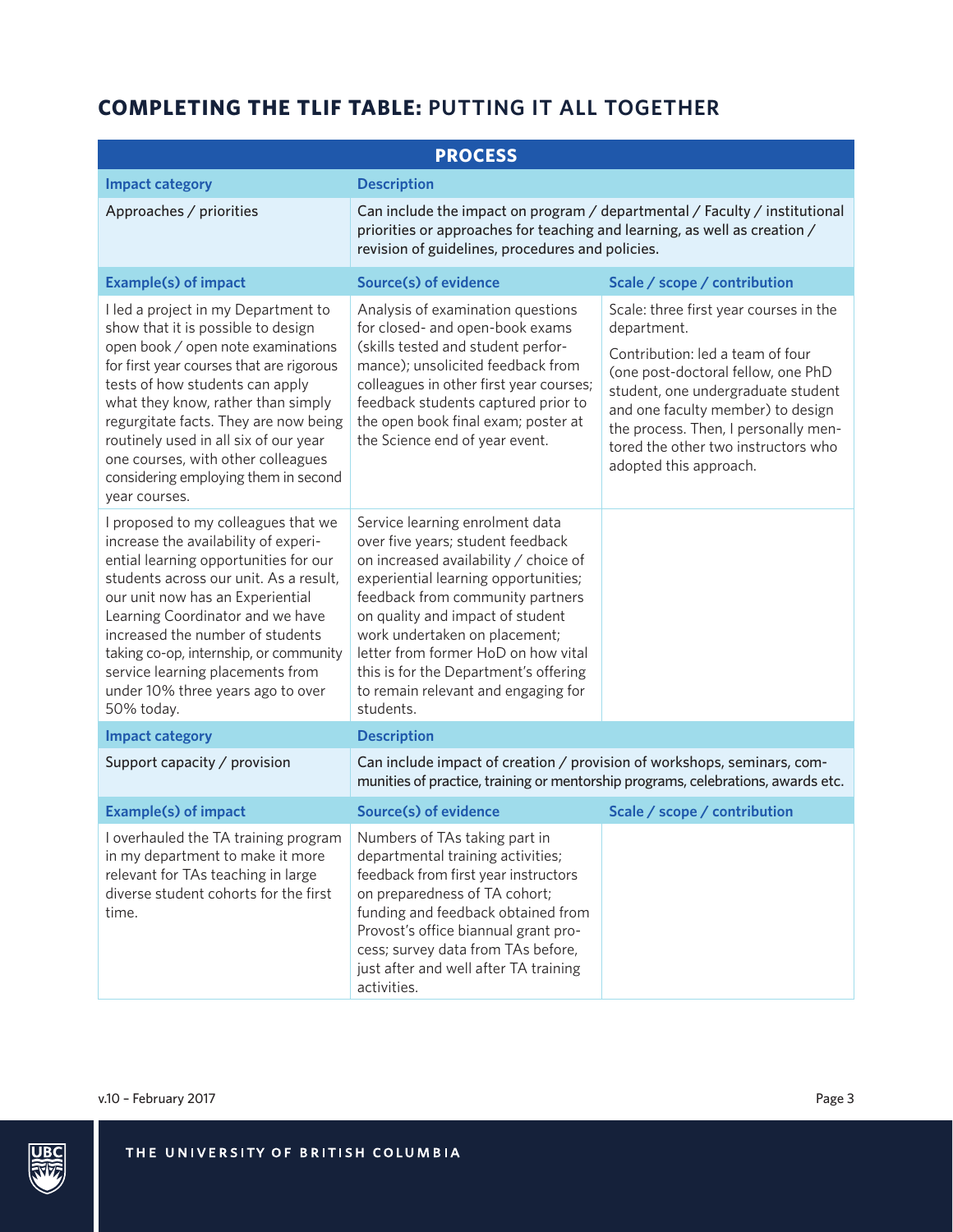## COMPLETING THE TLIF TABLE: PUTTING IT ALL TOGETHER

| PROCESS | | |
|---|---|---|
| **Impact category** | **Description** | |
| Approaches / priorities | Can include the impact on program / departmental / Faculty / institutional priorities or approaches for teaching and learning, as well as creation / revision of guidelines, procedures and policies. | |
| **Example(s) of impact** | **Source(s) of evidence** | **Scale / scope / contribution** |
| I led a project in my Department to show that it is possible to design open book / open note examinations for first year courses that are rigorous tests of how students can apply what they know, rather than simply regurgitate facts. They are now being routinely used in all six of our year one courses, with other colleagues considering employing them in second year courses. | Analysis of examination questions for closed- and open-book exams (skills tested and student performance); unsolicited feedback from colleagues in other first year courses; feedback students captured prior to the open book final exam; poster at the Science end of year event. | Scale: three first year courses in the department. Contribution: led a team of four (one post-doctoral fellow, one PhD student, one undergraduate student and one faculty member) to design the process. Then, I personally mentored the other two instructors who adopted this approach. |
| I proposed to my colleagues that we increase the availability of experiential learning opportunities for our students across our unit. As a result, our unit now has an Experiential Learning Coordinator and we have increased the number of students taking co-op, internship, or community service learning placements from under 10% three years ago to over 50% today. | Service learning enrolment data over five years; student feedback on increased availability / choice of experiential learning opportunities; feedback from community partners on quality and impact of student work undertaken on placement; letter from former HoD on how vital this is for the Department's offering to remain relevant and engaging for students. | |
| **Impact category** | **Description** | |
| Support capacity / provision | Can include impact of creation / provision of workshops, seminars, communities of practice, training or mentorship programs, celebrations, awards etc. | |
| **Example(s) of impact** | **Source(s) of evidence** | **Scale / scope / contribution** |
| I overhauled the TA training program in my department to make it more relevant for TAs teaching in large diverse student cohorts for the first time. | Numbers of TAs taking part in departmental training activities; feedback from first year instructors on preparedness of TA cohort; funding and feedback obtained from Provost's office biannual grant process; survey data from TAs before, just after and well after TA training activities. | |

v.10 – February 2017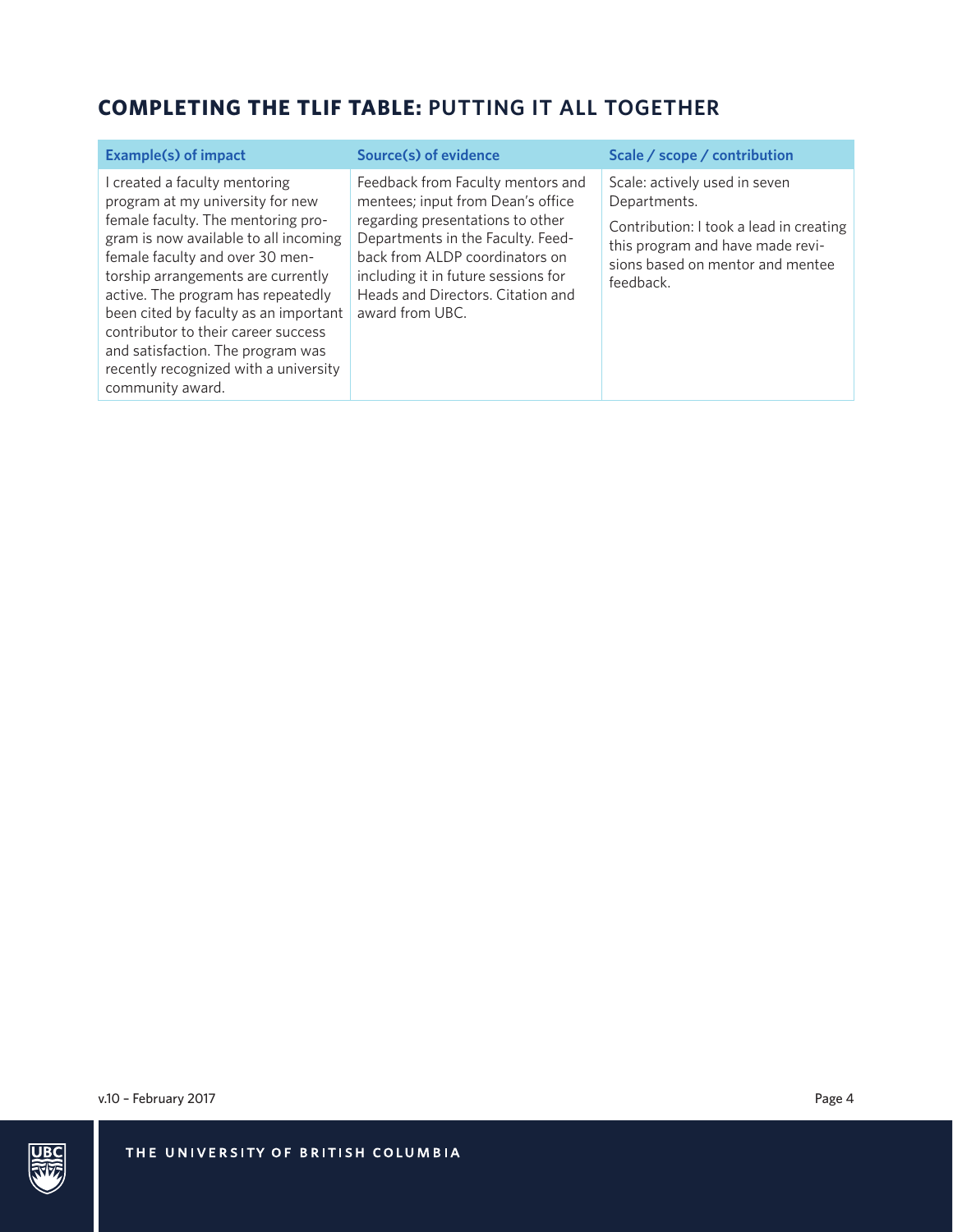## **COMPLETING THE TLIF TABLE:** PUTTING IT ALL TOGETHER

| Example(s) of impact | Source(s) of evidence | Scale / scope / contribution |
|---|---|---|
| I created a faculty mentoring program at my university for new female faculty. The mentoring program is now available to all incoming female faculty and over 30 mentorship arrangements are currently active. The program has repeatedly been cited by faculty as an important contributor to their career success and satisfaction. The program was recently recognized with a university community award. | Feedback from Faculty mentors and mentees; input from Dean's office regarding presentations to other Departments in the Faculty. Feedback from ALDP coordinators on including it in future sessions for Heads and Directors. Citation and award from UBC. | Scale: actively used in seven Departments.<br><br>Contribution: I took a lead in creating this program and have made revisions based on mentor and mentee feedback. |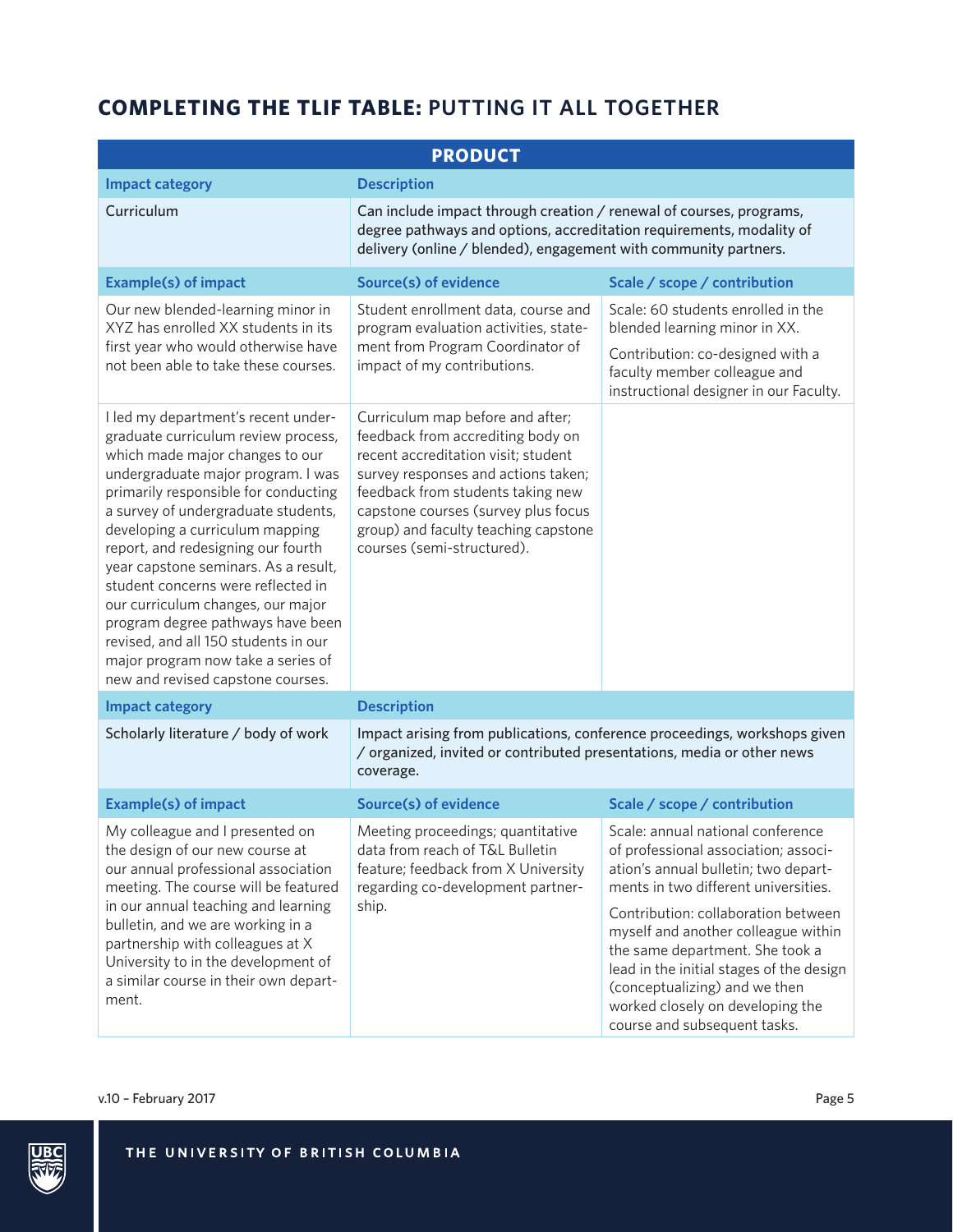## **COMPLETING THE TLIF TABLE:** PUTTING IT ALL TOGETHER

| **PRODUCT** | | |
|---|---|---|
| **Impact category** | **Description** | |
| Curriculum | Can include impact through creation / renewal of courses, programs, degree pathways and options, accreditation requirements, modality of delivery (online / blended), engagement with community partners. | |
| **Example(s) of impact** | **Source(s) of evidence** | **Scale / scope / contribution** |
| Our new blended-learning minor in XYZ has enrolled XX students in its first year who would otherwise have not been able to take these courses. | Student enrollment data, course and program evaluation activities, statement from Program Coordinator of impact of my contributions. | Scale: 60 students enrolled in the blended learning minor in XX.<br><br>Contribution: co-designed with a faculty member colleague and instructional designer in our Faculty. |
| I led my department's recent undergraduate curriculum review process, which made major changes to our undergraduate major program. I was primarily responsible for conducting a survey of undergraduate students, developing a curriculum mapping report, and redesigning our fourth year capstone seminars. As a result, student concerns were reflected in our curriculum changes, our major program degree pathways have been revised, and all 150 students in our major program now take a series of new and revised capstone courses. | Curriculum map before and after; feedback from accrediting body on recent accreditation visit; student survey responses and actions taken; feedback from students taking new capstone courses (survey plus focus group) and faculty teaching capstone courses (semi-structured). | |
| **Impact category** | **Description** | |
| Scholarly literature / body of work | Impact arising from publications, conference proceedings, workshops given / organized, invited or contributed presentations, media or other news coverage. | |
| **Example(s) of impact** | **Source(s) of evidence** | **Scale / scope / contribution** |
| My colleague and I presented on the design of our new course at our annual professional association meeting. The course will be featured in our annual teaching and learning bulletin, and we are working in a partnership with colleagues at X University to in the development of a similar course in their own department. | Meeting proceedings; quantitative data from reach of T&L Bulletin feature; feedback from X University regarding co-development partnership. | Scale: annual national conference of professional association; association's annual bulletin; two departments in two different universities.<br><br>Contribution: collaboration between myself and another colleague within the same department. She took a lead in the initial stages of the design (conceptualizing) and we then worked closely on developing the course and subsequent tasks. |

v.10 – February 2017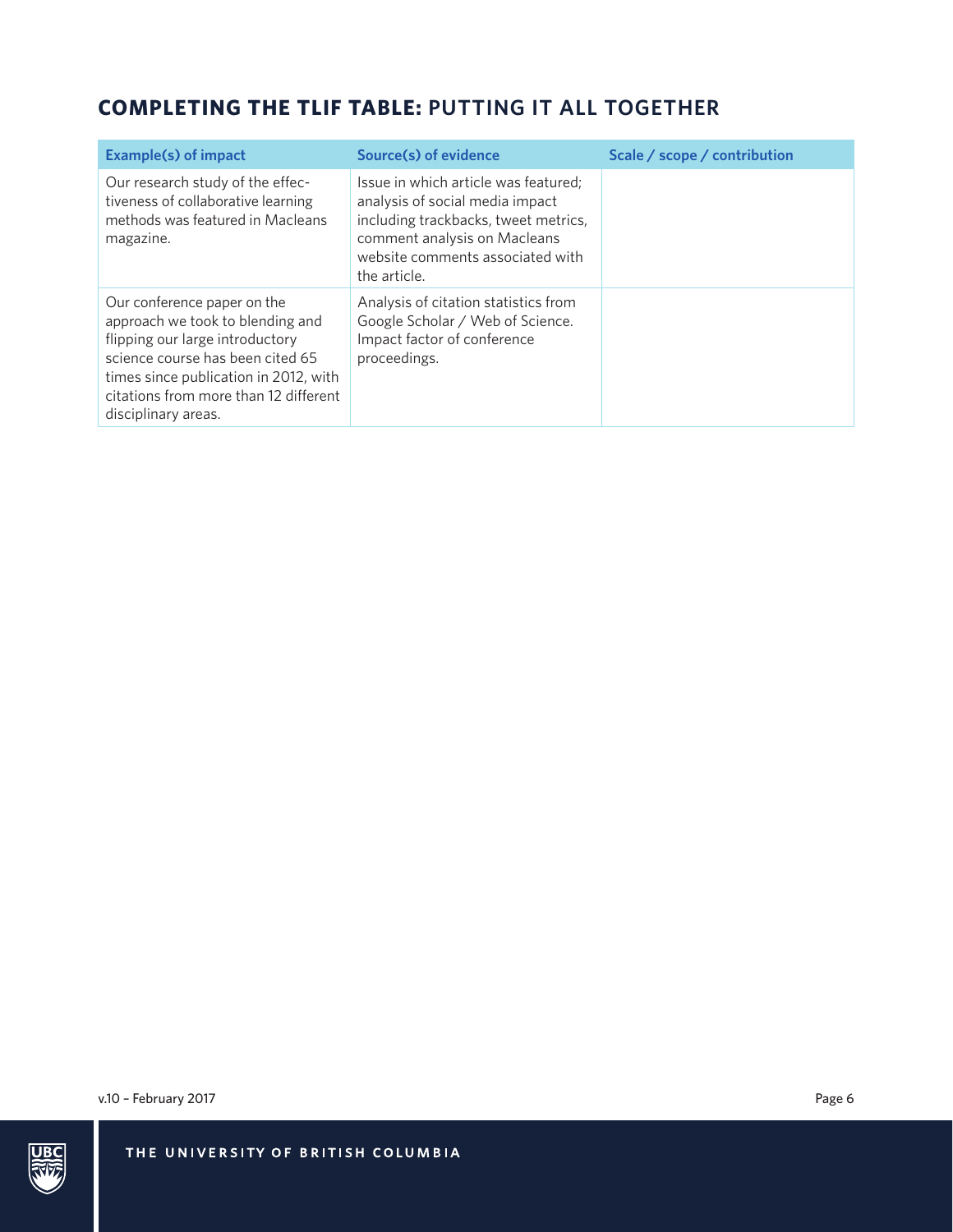## **COMPLETING THE TLIF TABLE:** PUTTING IT ALL TOGETHER

| Example(s) of impact | Source(s) of evidence | Scale / scope / contribution |
| --- | --- | --- |
| Our research study of the effectiveness of collaborative learning methods was featured in Macleans magazine. | Issue in which article was featured; analysis of social media impact including trackbacks, tweet metrics, comment analysis on Macleans website comments associated with the article. | |
| Our conference paper on the approach we took to blending and flipping our large introductory science course has been cited 65 times since publication in 2012, with citations from more than 12 different disciplinary areas. | Analysis of citation statistics from Google Scholar / Web of Science. Impact factor of conference proceedings. | |